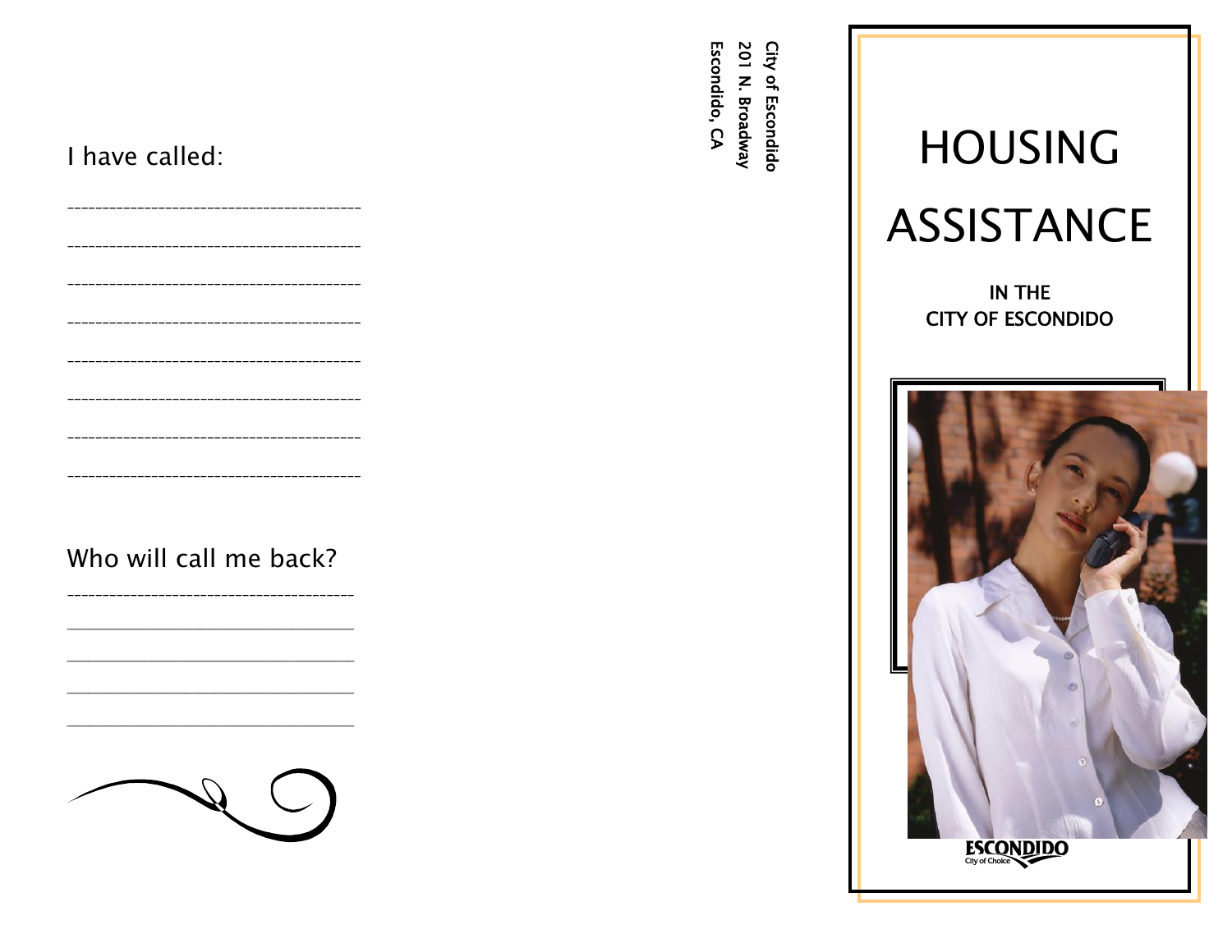I have called:

---------------------------------------------

---------------------------------------------

---------------------------------------------

---------------------------------------------

---------------------------------------------

---------------------------------------------

---------------------------------------------

---------------------------------------------

Who will call me back?

---------------------------------------------

____________________________________

____________________________________

____________________________________

____________________________________

**City of Escondido**
**201 N. Broadway**
**Escondido, CA**

# HOUSING ASSISTANCE

**IN THE CITY OF ESCONDIDO**

ESCONDIDO
City of Choice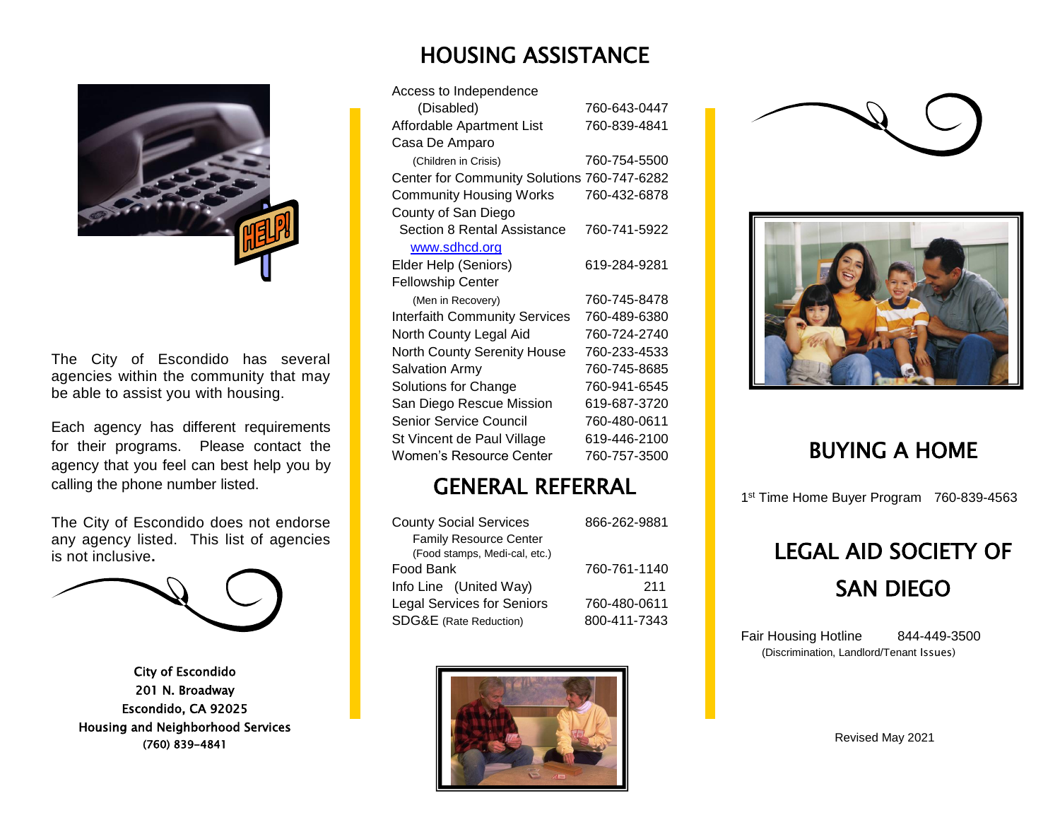The City of Escondido has several agencies within the community that may be able to assist you with housing.

Each agency has different requirements for their programs. Please contact the agency that you feel can best help you by calling the phone number listed.

The City of Escondido does not endorse any agency listed. This list of agencies is not inclusive.

**City of Escondido**
**201 N. Broadway**
**Escondido, CA 92025**
**Housing and Neighborhood Services**
**(760) 839-4841**

# HOUSING ASSISTANCE

| | |
|---|---|
| Access to Independence (Disabled) | 760-643-0447 |
| Affordable Apartment List | 760-839-4841 |
| Casa De Amparo (Children in Crisis) | 760-754-5500 |
| Center for Community Solutions | 760-747-6282 |
| Community Housing Works | 760-432-6878 |
| County of San Diego Section 8 Rental Assistance www.sdhcd.org | 760-741-5922 |
| Elder Help (Seniors) | 619-284-9281 |
| Fellowship Center (Men in Recovery) | 760-745-8478 |
| Interfaith Community Services | 760-489-6380 |
| North County Legal Aid | 760-724-2740 |
| North County Serenity House | 760-233-4533 |
| Salvation Army | 760-745-8685 |
| Solutions for Change | 760-941-6545 |
| San Diego Rescue Mission | 619-687-3720 |
| Senior Service Council | 760-480-0611 |
| St Vincent de Paul Village | 619-446-2100 |
| Women's Resource Center | 760-757-3500 |

# GENERAL REFERRAL

| | |
|---|---|
| County Social Services Family Resource Center (Food stamps, Medi-cal, etc.) | 866-262-9881 |
| Food Bank | 760-761-1140 |
| Info Line (United Way) | 211 |
| Legal Services for Seniors | 760-480-0611 |
| SDG&E (Rate Reduction) | 800-411-7343 |

# BUYING A HOME

1st Time Home Buyer Program 760-839-4563

# LEGAL AID SOCIETY OF SAN DIEGO

Fair Housing Hotline 844-449-3500
(Discrimination, Landlord/Tenant Issues)

Revised May 2021